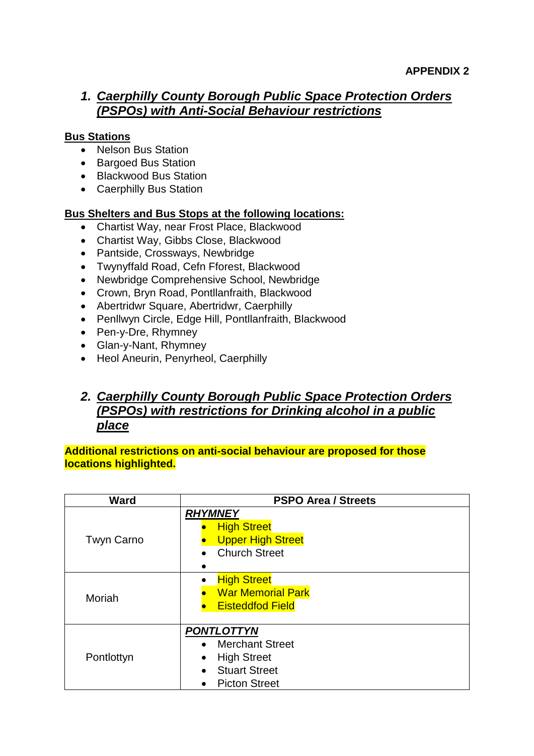**APPENDIX 2**

## 1. *Caerphilly County Borough Public Space Protection Orders (PSPOs) with Anti-Social Behaviour restrictions*

**Bus Stations**

- Nelson Bus Station
- Bargoed Bus Station
- Blackwood Bus Station
- Caerphilly Bus Station

**Bus Shelters and Bus Stops at the following locations:**

- Chartist Way, near Frost Place, Blackwood
- Chartist Way, Gibbs Close, Blackwood
- Pantside, Crossways, Newbridge
- Twynyffald Road, Cefn Fforest, Blackwood
- Newbridge Comprehensive School, Newbridge
- Crown, Bryn Road, Pontllanfraith, Blackwood
- Abertridwr Square, Abertridwr, Caerphilly
- Penllwyn Circle, Edge Hill, Pontllanfraith, Blackwood
- Pen-y-Dre, Rhymney
- Glan-y-Nant, Rhymney
- Heol Aneurin, Penyrheol, Caerphilly

## 2. *Caerphilly County Borough Public Space Protection Orders (PSPOs) with restrictions for Drinking alcohol in a public place*

**Additional restrictions on anti-social behaviour are proposed for those locations highlighted.**

| Ward | PSPO Area / Streets |
|---|---|
| Twyn Carno | ***RHYMNEY***<br>• High Street<br>• Upper High Street<br>• Church Street<br>• |
| Moriah | • High Street<br>• War Memorial Park<br>• Eisteddfod Field |
| Pontlottyn | ***PONTLOTTYN***<br>• Merchant Street<br>• High Street<br>• Stuart Street<br>• Picton Street |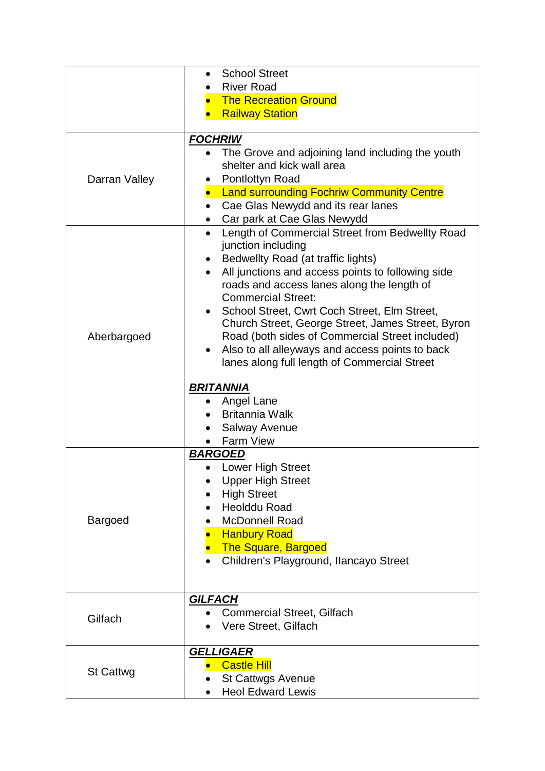| | |
|---|---|
| | <ul><li>School Street</li><li>River Road</li><li>The Recreation Ground</li><li>Railway Station</li></ul> |
| Darran Valley | ***FOCHRIW***<ul><li>The Grove and adjoining land including the youth shelter and kick wall area</li><li>Pontlottyn Road</li><li>Land surrounding Fochriw Community Centre</li><li>Cae Glas Newydd and its rear lanes</li><li>Car park at Cae Glas Newydd</li></ul> |
| Aberbargoed | <ul><li>Length of Commercial Street from Bedwellty Road junction including</li><li>Bedwellty Road (at traffic lights)</li><li>All junctions and access points to following side roads and access lanes along the length of Commercial Street:</li><li>School Street, Cwrt Coch Street, Elm Street, Church Street, George Street, James Street, Byron Road (both sides of Commercial Street included)</li><li>Also to all alleyways and access points to back lanes along full length of Commercial Street</li></ul>***BRITANNIA***<ul><li>Angel Lane</li><li>Britannia Walk</li><li>Salway Avenue</li><li>Farm View</li></ul> |
| Bargoed | ***BARGOED***<ul><li>Lower High Street</li><li>Upper High Street</li><li>High Street</li><li>Heolddu Road</li><li>McDonnell Road</li><li>Hanbury Road</li><li>The Square, Bargoed</li><li>Children's Playground, Ilancayo Street</li></ul> |
| Gilfach | ***GILFACH***<ul><li>Commercial Street, Gilfach</li><li>Vere Street, Gilfach</li></ul> |
| St Cattwg | ***GELLIGAER***<ul><li>Castle Hill</li><li>St Cattwgs Avenue</li><li>Heol Edward Lewis</li></ul> |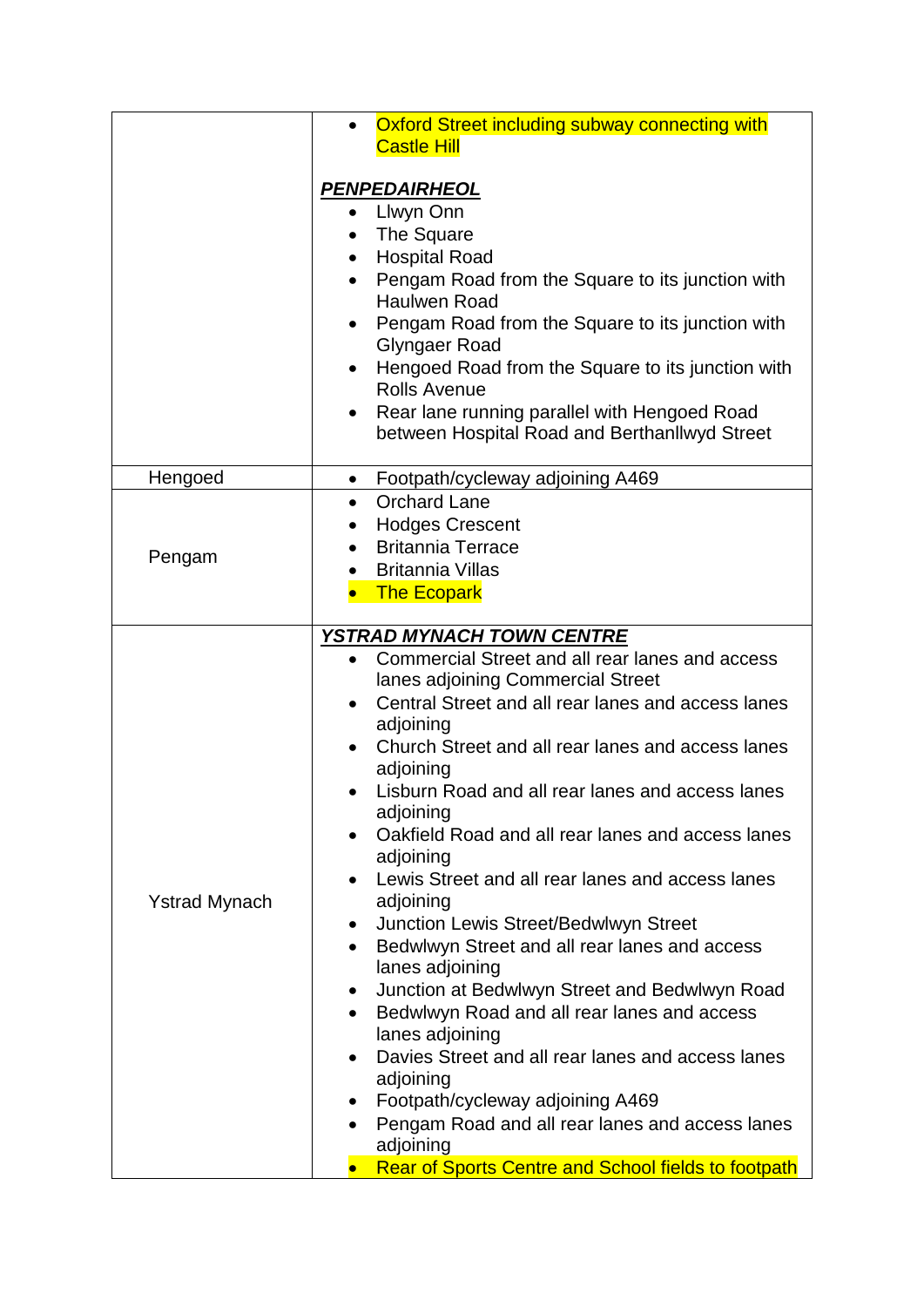| | |
|---|---|
| | • Oxford Street including subway connecting with Castle Hill<br><br>***PENPEDAIRHEOL***<br>• Llwyn Onn<br>• The Square<br>• Hospital Road<br>• Pengam Road from the Square to its junction with Haulwen Road<br>• Pengam Road from the Square to its junction with Glyngaer Road<br>• Hengoed Road from the Square to its junction with Rolls Avenue<br>• Rear lane running parallel with Hengoed Road between Hospital Road and Berthanllwyd Street |
| Hengoed | • Footpath/cycleway adjoining A469 |
| Pengam | • Orchard Lane<br>• Hodges Crescent<br>• Britannia Terrace<br>• Britannia Villas<br>• The Ecopark |
| Ystrad Mynach | ***YSTRAD MYNACH TOWN CENTRE***<br>• Commercial Street and all rear lanes and access lanes adjoining Commercial Street<br>• Central Street and all rear lanes and access lanes adjoining<br>• Church Street and all rear lanes and access lanes adjoining<br>• Lisburn Road and all rear lanes and access lanes adjoining<br>• Oakfield Road and all rear lanes and access lanes adjoining<br>• Lewis Street and all rear lanes and access lanes adjoining<br>• Junction Lewis Street/Bedwlwyn Street<br>• Bedwlwyn Street and all rear lanes and access lanes adjoining<br>• Junction at Bedwlwyn Street and Bedwlwyn Road<br>• Bedwlwyn Road and all rear lanes and access lanes adjoining<br>• Davies Street and all rear lanes and access lanes adjoining<br>• Footpath/cycleway adjoining A469<br>• Pengam Road and all rear lanes and access lanes adjoining<br>• Rear of Sports Centre and School fields to footpath |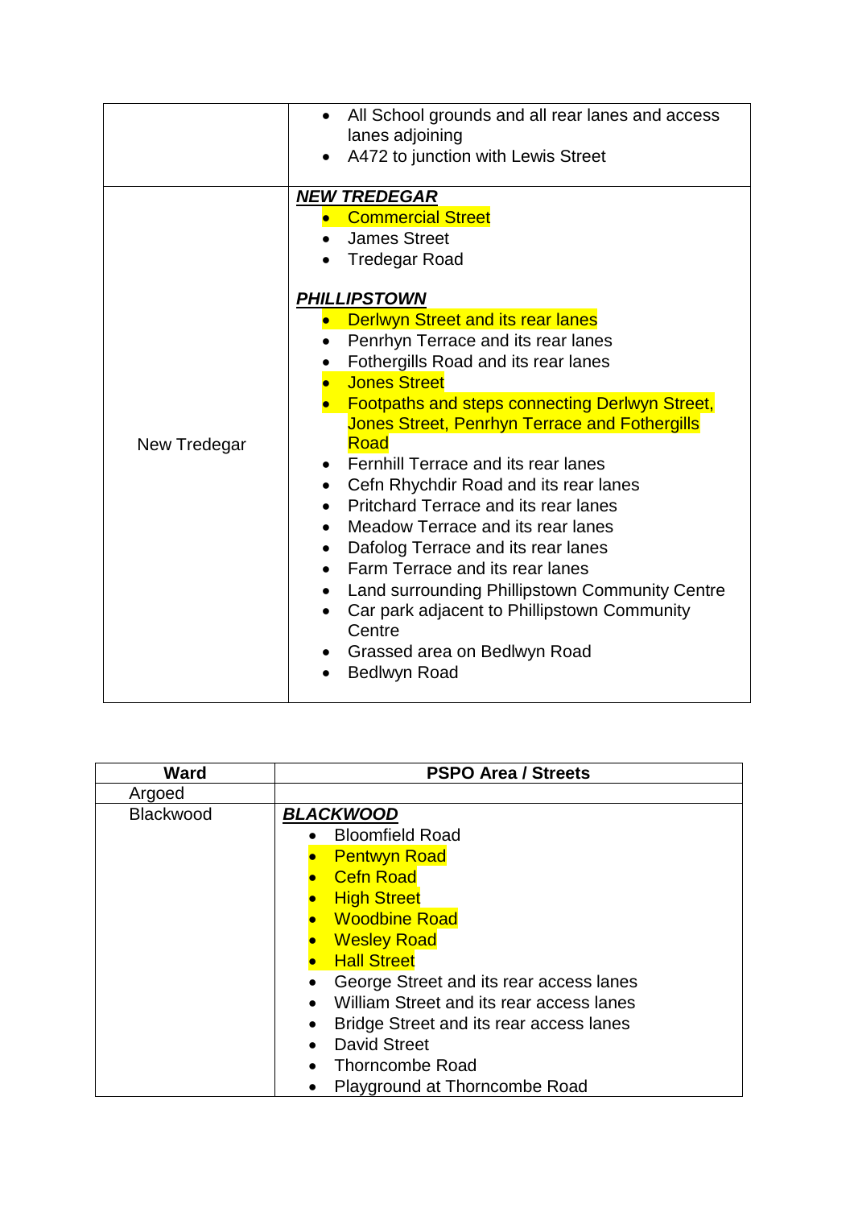| | |
|---|---|
| | • All School grounds and all rear lanes and access lanes adjoining<br>• A472 to junction with Lewis Street |
| New Tredegar | ***NEW TREDEGAR***<br>• Commercial Street<br>• James Street<br>• Tredegar Road<br><br>***PHILLIPSTOWN***<br>• Derlwyn Street and its rear lanes<br>• Penrhyn Terrace and its rear lanes<br>• Fothergills Road and its rear lanes<br>• Jones Street<br>• Footpaths and steps connecting Derlwyn Street, Jones Street, Penrhyn Terrace and Fothergills Road<br>• Fernhill Terrace and its rear lanes<br>• Cefn Rhychdir Road and its rear lanes<br>• Pritchard Terrace and its rear lanes<br>• Meadow Terrace and its rear lanes<br>• Dafolog Terrace and its rear lanes<br>• Farm Terrace and its rear lanes<br>• Land surrounding Phillipstown Community Centre<br>• Car park adjacent to Phillipstown Community Centre<br>• Grassed area on Bedlwyn Road<br>• Bedlwyn Road |

| Ward | PSPO Area / Streets |
|---|---|
| Argoed | |
| Blackwood | ***BLACKWOOD***<br>• Bloomfield Road<br>• Pentwyn Road<br>• Cefn Road<br>• High Street<br>• Woodbine Road<br>• Wesley Road<br>• Hall Street<br>• George Street and its rear access lanes<br>• William Street and its rear access lanes<br>• Bridge Street and its rear access lanes<br>• David Street<br>• Thorncombe Road<br>• Playground at Thorncombe Road |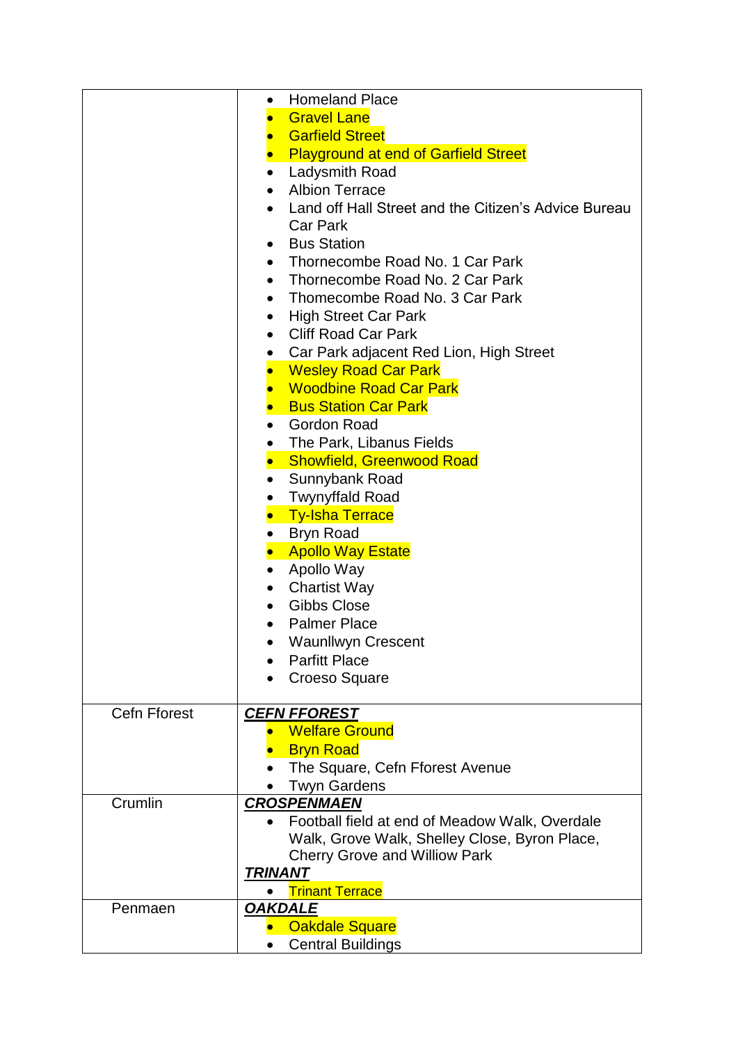| | |
|---|---|
| | • Homeland Place<br>• Gravel Lane<br>• Garfield Street<br>• Playground at end of Garfield Street<br>• Ladysmith Road<br>• Albion Terrace<br>• Land off Hall Street and the Citizen's Advice Bureau Car Park<br>• Bus Station<br>• Thornecombe Road No. 1 Car Park<br>• Thornecombe Road No. 2 Car Park<br>• Thomecombe Road No. 3 Car Park<br>• High Street Car Park<br>• Cliff Road Car Park<br>• Car Park adjacent Red Lion, High Street<br>• Wesley Road Car Park<br>• Woodbine Road Car Park<br>• Bus Station Car Park<br>• Gordon Road<br>• The Park, Libanus Fields<br>• Showfield, Greenwood Road<br>• Sunnybank Road<br>• Twynyffald Road<br>• Ty-Isha Terrace<br>• Bryn Road<br>• Apollo Way Estate<br>• Apollo Way<br>• Chartist Way<br>• Gibbs Close<br>• Palmer Place<br>• Waunllwyn Crescent<br>• Parfitt Place<br>• Croeso Square |
| Cefn Fforest | ***CEFN FFOREST***<br>• Welfare Ground<br>• Bryn Road<br>• The Square, Cefn Fforest Avenue<br>• Twyn Gardens |
| Crumlin | ***CROSPENMAEN***<br>• Football field at end of Meadow Walk, Overdale Walk, Grove Walk, Shelley Close, Byron Place, Cherry Grove and Willow Park<br>***TRINANT***<br>• Trinant Terrace |
| Penmaen | ***OAKDALE***<br>• Oakdale Square<br>• Central Buildings |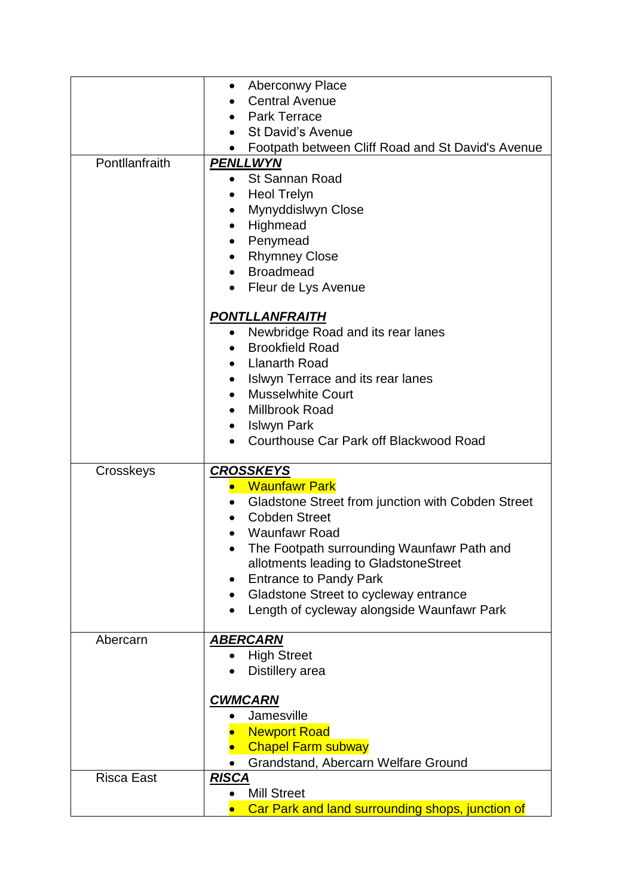| | |
|---|---|
| | • Aberconwy Place<br>• Central Avenue<br>• Park Terrace<br>• St David's Avenue<br>• Footpath between Cliff Road and St David's Avenue |
| Pontllanfraith | ***PENLLWYN***<br>• St Sannan Road<br>• Heol Trelyn<br>• Mynyddislwyn Close<br>• Highmead<br>• Penymead<br>• Rhymney Close<br>• Broadmead<br>• Fleur de Lys Avenue<br><br>***PONTLLANFRAITH***<br>• Newbridge Road and its rear lanes<br>• Brookfield Road<br>• Llanarth Road<br>• Islwyn Terrace and its rear lanes<br>• Musselwhite Court<br>• Millbrook Road<br>• Islwyn Park<br>• Courthouse Car Park off Blackwood Road |
| Crosskeys | ***CROSSKEYS***<br>• Waunfawr Park<br>• Gladstone Street from junction with Cobden Street<br>• Cobden Street<br>• Waunfawr Road<br>• The Footpath surrounding Waunfawr Path and allotments leading to GladstoneStreet<br>• Entrance to Pandy Park<br>• Gladstone Street to cycleway entrance<br>• Length of cycleway alongside Waunfawr Park |
| Abercarn | ***ABERCARN***<br>• High Street<br>• Distillery area<br><br>***CWMCARN***<br>• Jamesville<br>• Newport Road<br>• Chapel Farm subway<br>• Grandstand, Abercarn Welfare Ground |
| Risca East | ***RISCA***<br>• Mill Street<br>• Car Park and land surrounding shops, junction of |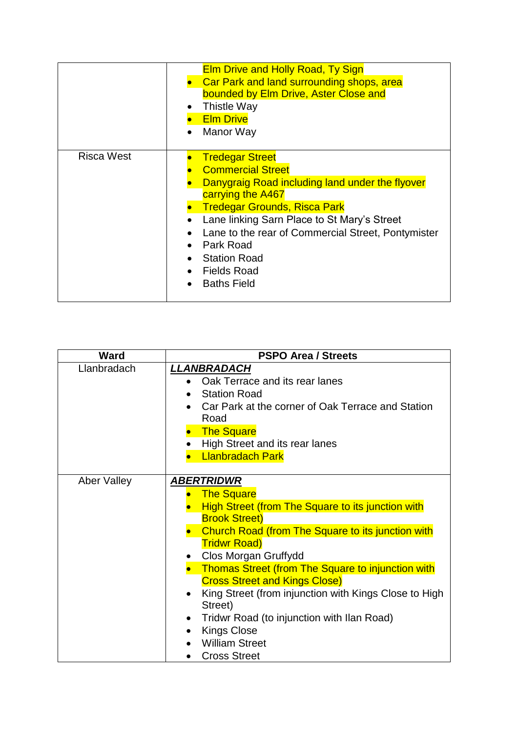| | |
|---|---|
| | Elm Drive and Holly Road, Ty Sign<br>• Car Park and land surrounding shops, area bounded by Elm Drive, Aster Close and<br>• Thistle Way<br>• Elm Drive<br>• Manor Way |
| Risca West | • Tredegar Street<br>• Commercial Street<br>• Danygraig Road including land under the flyover carrying the A467<br>• Tredegar Grounds, Risca Park<br>• Lane linking Sarn Place to St Mary's Street<br>• Lane to the rear of Commercial Street, Pontymister<br>• Park Road<br>• Station Road<br>• Fields Road<br>• Baths Field |

| Ward | PSPO Area / Streets |
|---|---|
| Llanbradach | ***LLANBRADACH***<br>• Oak Terrace and its rear lanes<br>• Station Road<br>• Car Park at the corner of Oak Terrace and Station Road<br>• The Square<br>• High Street and its rear lanes<br>• Llanbradach Park |
| Aber Valley | ***ABERTRIDWR***<br>• The Square<br>• High Street (from The Square to its junction with Brook Street)<br>• Church Road (from The Square to its junction with Tridwr Road)<br>• Clos Morgan Gruffydd<br>• Thomas Street (from The Square to injunction with Cross Street and Kings Close)<br>• King Street (from injunction with Kings Close to High Street)<br>• Tridwr Road (to injunction with Ilan Road)<br>• Kings Close<br>• William Street<br>• Cross Street |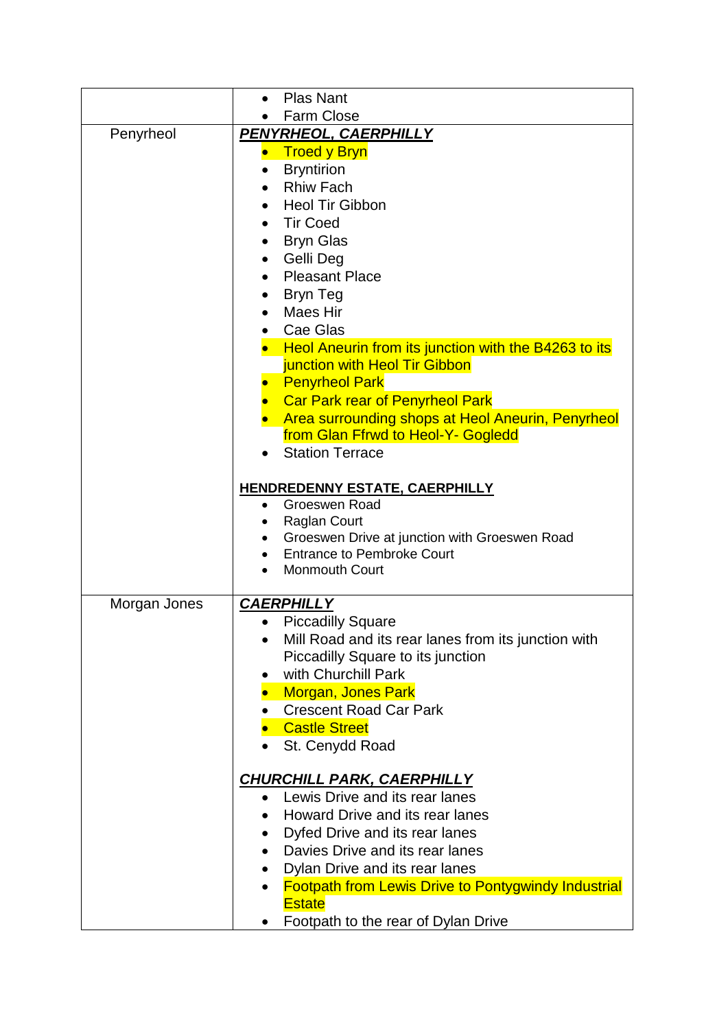| | |
|---|---|
| | • Plas Nant<br>• Farm Close |
| Penyrheol | ***PENYRHEOL, CAERPHILLY***<br>• Troed y Bryn<br>• Bryntirion<br>• Rhiw Fach<br>• Heol Tir Gibbon<br>• Tir Coed<br>• Bryn Glas<br>• Gelli Deg<br>• Pleasant Place<br>• Bryn Teg<br>• Maes Hir<br>• Cae Glas<br>• Heol Aneurin from its junction with the B4263 to its junction with Heol Tir Gibbon<br>• Penyrheol Park<br>• Car Park rear of Penyrheol Park<br>• Area surrounding shops at Heol Aneurin, Penyrheol from Glan Ffrwd to Heol-Y- Gogledd<br>• Station Terrace<br><br>**HENDREDENNY ESTATE, CAERPHILLY**<br>• Groeswen Road<br>• Raglan Court<br>• Groeswen Drive at junction with Groeswen Road<br>• Entrance to Pembroke Court<br>• Monmouth Court |
| Morgan Jones | ***CAERPHILLY***<br>• Piccadilly Square<br>• Mill Road and its rear lanes from its junction with Piccadilly Square to its junction<br>• with Churchill Park<br>• Morgan, Jones Park<br>• Crescent Road Car Park<br>• Castle Street<br>• St. Cenydd Road<br><br>***CHURCHILL PARK, CAERPHILLY***<br>• Lewis Drive and its rear lanes<br>• Howard Drive and its rear lanes<br>• Dyfed Drive and its rear lanes<br>• Davies Drive and its rear lanes<br>• Dylan Drive and its rear lanes<br>• Footpath from Lewis Drive to Pontygwindy Industrial Estate<br>• Footpath to the rear of Dylan Drive |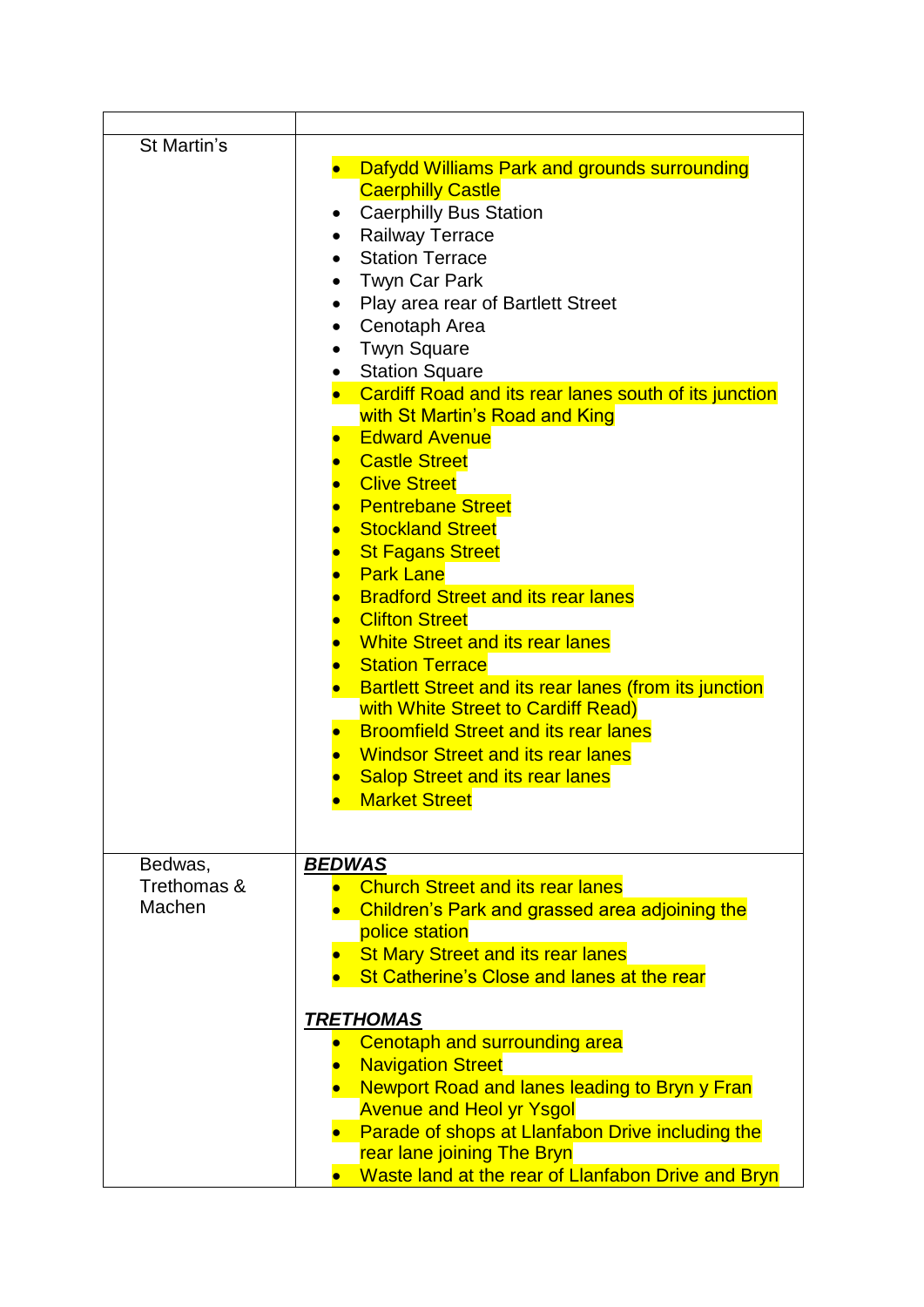| | |
|---|---|
| St Martin's | • Dafydd Williams Park and grounds surrounding Caerphilly Castle<br>• Caerphilly Bus Station<br>• Railway Terrace<br>• Station Terrace<br>• Twyn Car Park<br>• Play area rear of Bartlett Street<br>• Cenotaph Area<br>• Twyn Square<br>• Station Square<br>• Cardiff Road and its rear lanes south of its junction with St Martin's Road and King<br>• Edward Avenue<br>• Castle Street<br>• Clive Street<br>• Pentrebane Street<br>• Stockland Street<br>• St Fagans Street<br>• Park Lane<br>• Bradford Street and its rear lanes<br>• Clifton Street<br>• White Street and its rear lanes<br>• Station Terrace<br>• Bartlett Street and its rear lanes (from its junction with White Street to Cardiff Read)<br>• Broomfield Street and its rear lanes<br>• Windsor Street and its rear lanes<br>• Salop Street and its rear lanes<br>• Market Street |
| Bedwas, Trethomas & Machen | ***BEDWAS***<br>• Church Street and its rear lanes<br>• Children's Park and grassed area adjoining the police station<br>• St Mary Street and its rear lanes<br>• St Catherine's Close and lanes at the rear<br><br>***TRETHOMAS***<br>• Cenotaph and surrounding area<br>• Navigation Street<br>• Newport Road and lanes leading to Bryn y Fran Avenue and Heol yr Ysgol<br>• Parade of shops at Llanfabon Drive including the rear lane joining The Bryn<br>• Waste land at the rear of Llanfabon Drive and Bryn |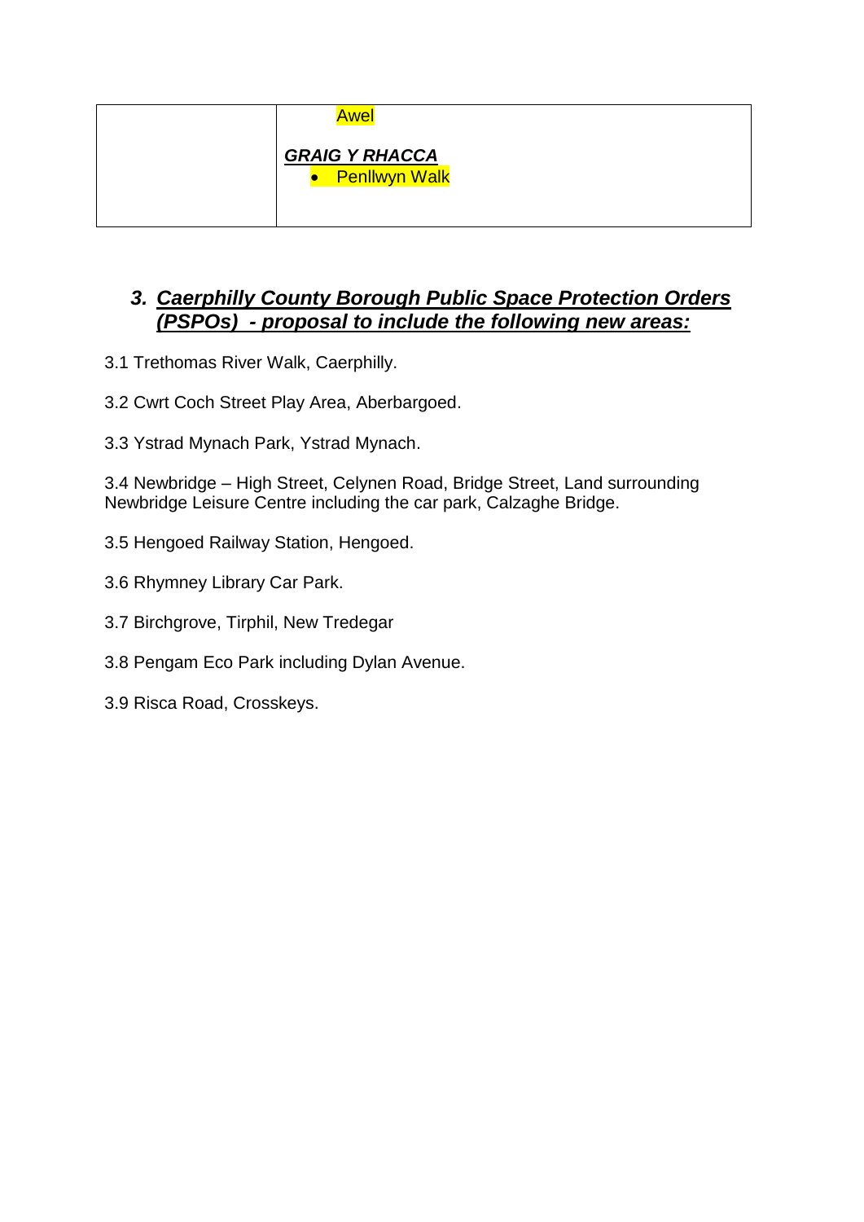| | |
|---|---|
| | Awel<br><br>***GRAIG Y RHACCA***<br>• Penllwyn Walk |

## 3. *Caerphilly County Borough Public Space Protection Orders (PSPOs) - proposal to include the following new areas:*

3.1 Trethomas River Walk, Caerphilly.

3.2 Cwrt Coch Street Play Area, Aberbargoed.

3.3 Ystrad Mynach Park, Ystrad Mynach.

3.4 Newbridge – High Street, Celynen Road, Bridge Street, Land surrounding Newbridge Leisure Centre including the car park, Calzaghe Bridge.

3.5 Hengoed Railway Station, Hengoed.

3.6 Rhymney Library Car Park.

3.7 Birchgrove, Tirphil, New Tredegar

3.8 Pengam Eco Park including Dylan Avenue.

3.9 Risca Road, Crosskeys.